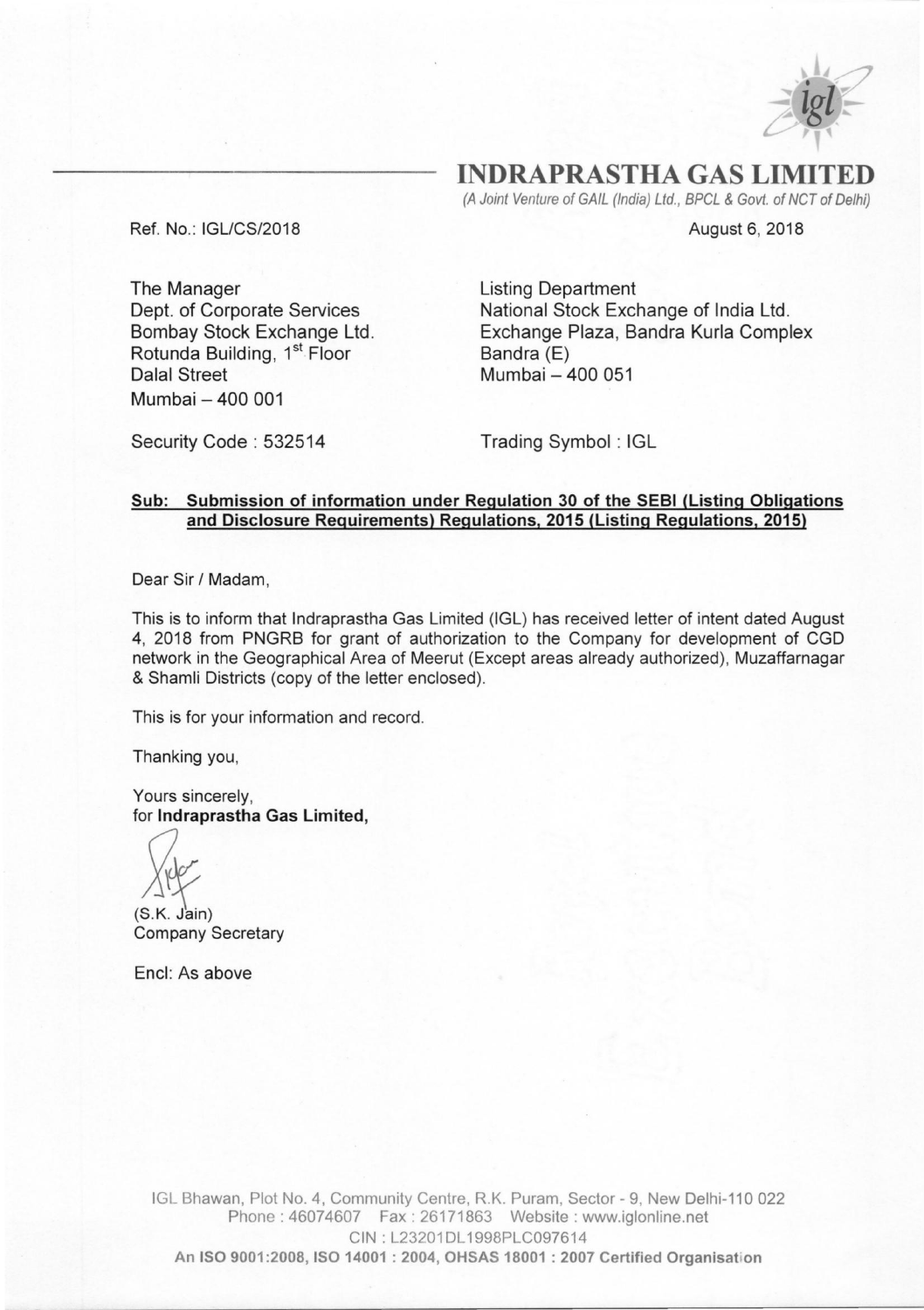# INDRAPRASTHA GAS LIMITED

*(A Joint Venture of GAIL (India) Ltd., BPCL & Govt. of NCT of Delhi)*

Ref. No.: IGL/CS/2018

August 6, 2018

The Manager
Dept. of Corporate Services
Bombay Stock Exchange Ltd.
Rotunda Building, 1st Floor
Dalal Street
Mumbai – 400 001

Security Code : 532514

Listing Department
National Stock Exchange of India Ltd.
Exchange Plaza, Bandra Kurla Complex
Bandra (E)
Mumbai – 400 051

Trading Symbol : IGL

**Sub: Submission of information under Regulation 30 of the SEBI (Listing Obligations and Disclosure Requirements) Regulations, 2015 (Listing Regulations, 2015)**

Dear Sir / Madam,

This is to inform that Indraprastha Gas Limited (IGL) has received letter of intent dated August 4, 2018 from PNGRB for grant of authorization to the Company for development of CGD network in the Geographical Area of Meerut (Except areas already authorized), Muzaffarnagar & Shamli Districts (copy of the letter enclosed).

This is for your information and record.

Thanking you,

Yours sincerely,
for **Indraprastha Gas Limited,**

(S.K. Jain)
Company Secretary

Encl: As above

IGL Bhawan, Plot No. 4, Community Centre, R.K. Puram, Sector - 9, New Delhi-110 022
Phone : 46074607 Fax : 26171863 Website : www.iglonline.net
CIN : L23201DL1998PLC097614
An ISO 9001:2008, ISO 14001 : 2004, OHSAS 18001 : 2007 Certified Organisation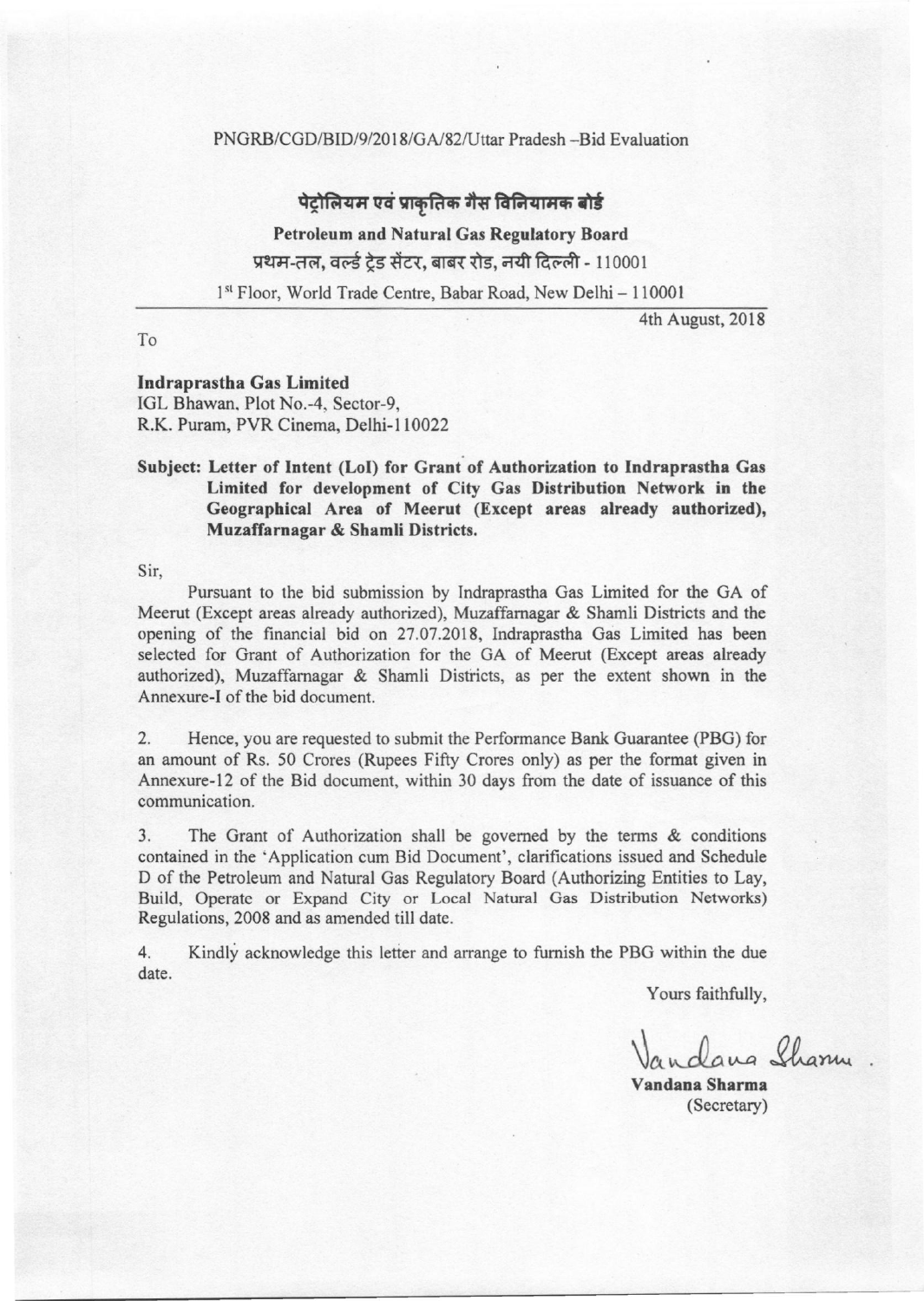PNGRB/CGD/BID/9/2018/GA/82/Uttar Pradesh –Bid Evaluation

**पेट्रोलियम एवं प्राकृतिक गैस विनियामक बोर्ड**

**Petroleum and Natural Gas Regulatory Board**

प्रथम-तल, वर्ल्ड ट्रेड सेंटर, बाबर रोड, नयी दिल्ली - 110001

1st Floor, World Trade Centre, Babar Road, New Delhi – 110001

4th August, 2018

To

**Indraprastha Gas Limited**
IGL Bhawan, Plot No.-4, Sector-9,
R.K. Puram, PVR Cinema, Delhi-110022

**Subject: Letter of Intent (LoI) for Grant of Authorization to Indraprastha Gas Limited for development of City Gas Distribution Network in the Geographical Area of Meerut (Except areas already authorized), Muzaffarnagar & Shamli Districts.**

Sir,

Pursuant to the bid submission by Indraprastha Gas Limited for the GA of Meerut (Except areas already authorized), Muzaffarnagar & Shamli Districts and the opening of the financial bid on 27.07.2018, Indraprastha Gas Limited has been selected for Grant of Authorization for the GA of Meerut (Except areas already authorized), Muzaffarnagar & Shamli Districts, as per the extent shown in the Annexure-I of the bid document.

2. Hence, you are requested to submit the Performance Bank Guarantee (PBG) for an amount of Rs. 50 Crores (Rupees Fifty Crores only) as per the format given in Annexure-12 of the Bid document, within 30 days from the date of issuance of this communication.

3. The Grant of Authorization shall be governed by the terms & conditions contained in the 'Application cum Bid Document', clarifications issued and Schedule D of the Petroleum and Natural Gas Regulatory Board (Authorizing Entities to Lay, Build, Operate or Expand City or Local Natural Gas Distribution Networks) Regulations, 2008 and as amended till date.

4. Kindly acknowledge this letter and arrange to furnish the PBG within the due date.

Yours faithfully,

Vandana Sharma

**Vandana Sharma**
(Secretary)